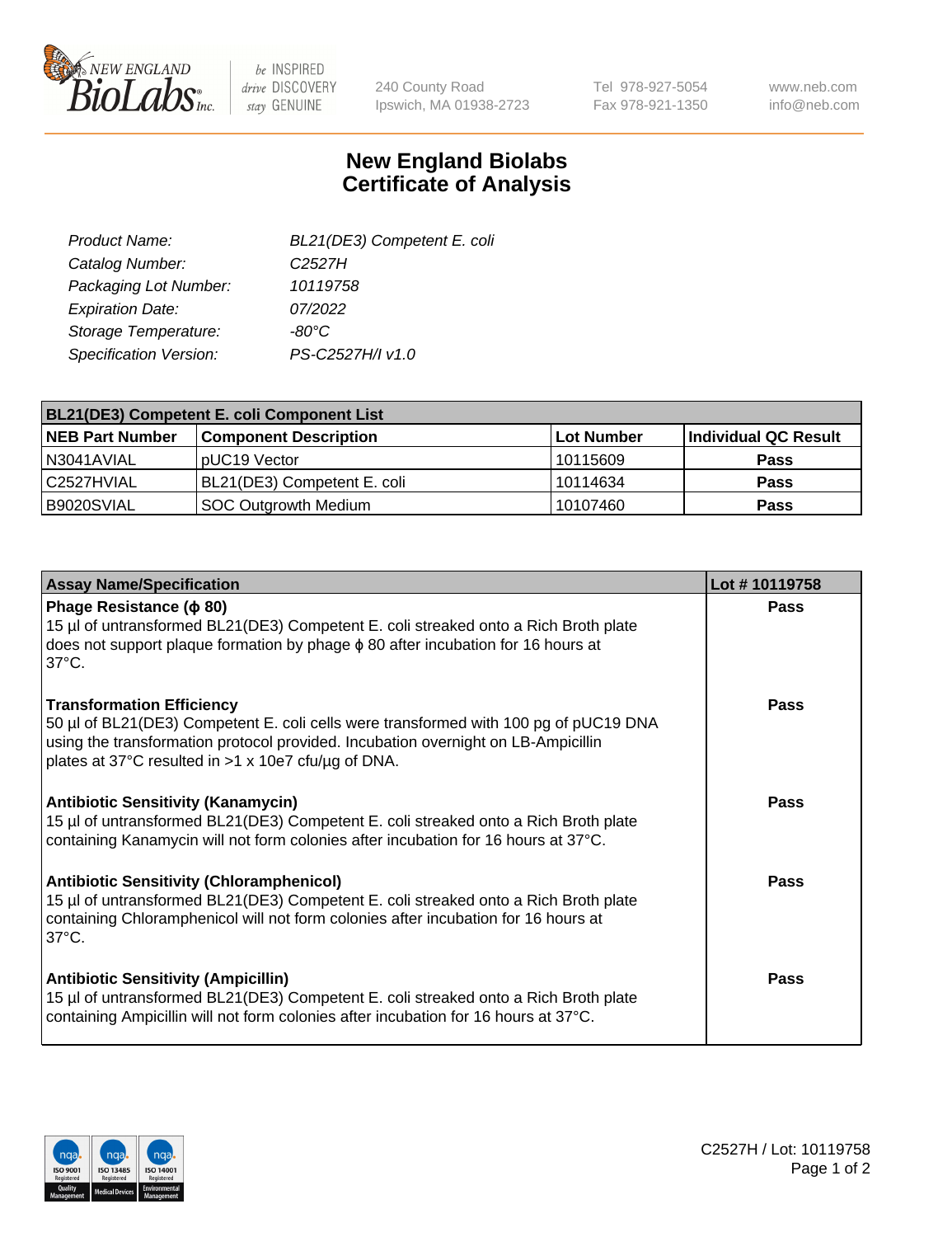New England BioLabs Inc. — be INSPIRED drive DISCOVERY stay GENUINE

240 County Road
Ipswich, MA 01938-2723

Tel 978-927-5054
Fax 978-921-1350

www.neb.com
info@neb.com

# New England Biolabs Certificate of Analysis

| | |
|---|---|
| *Product Name:* | *BL21(DE3) Competent E. coli* |
| *Catalog Number:* | *C2527H* |
| *Packaging Lot Number:* | *10119758* |
| *Expiration Date:* | *07/2022* |
| *Storage Temperature:* | *-80°C* |
| *Specification Version:* | *PS-C2527H/I v1.0* |

| **BL21(DE3) Competent E. coli Component List** | | | |
|---|---|---|---|
| **NEB Part Number** | **Component Description** | **Lot Number** | **Individual QC Result** |
| N3041AVIAL | pUC19 Vector | 10115609 | **Pass** |
| C2527HVIAL | BL21(DE3) Competent E. coli | 10114634 | **Pass** |
| B9020SVIAL | SOC Outgrowth Medium | 10107460 | **Pass** |

| **Assay Name/Specification** | **Lot # 10119758** |
|---|---|
| **Phage Resistance (ϕ 80)**<br>15 µl of untransformed BL21(DE3) Competent E. coli streaked onto a Rich Broth plate does not support plaque formation by phage ϕ 80 after incubation for 16 hours at 37°C. | **Pass** |
| **Transformation Efficiency**<br>50 µl of BL21(DE3) Competent E. coli cells were transformed with 100 pg of pUC19 DNA using the transformation protocol provided. Incubation overnight on LB-Ampicillin plates at 37°C resulted in >1 x 10e7 cfu/µg of DNA. | **Pass** |
| **Antibiotic Sensitivity (Kanamycin)**<br>15 µl of untransformed BL21(DE3) Competent E. coli streaked onto a Rich Broth plate containing Kanamycin will not form colonies after incubation for 16 hours at 37°C. | **Pass** |
| **Antibiotic Sensitivity (Chloramphenicol)**<br>15 µl of untransformed BL21(DE3) Competent E. coli streaked onto a Rich Broth plate containing Chloramphenicol will not form colonies after incubation for 16 hours at 37°C. | **Pass** |
| **Antibiotic Sensitivity (Ampicillin)**<br>15 µl of untransformed BL21(DE3) Competent E. coli streaked onto a Rich Broth plate containing Ampicillin will not form colonies after incubation for 16 hours at 37°C. | **Pass** |

ISO 9001 Registered Quality Management | ISO 13485 Registered Medical Devices | ISO 14001 Registered Environmental Management

C2527H / Lot: 10119758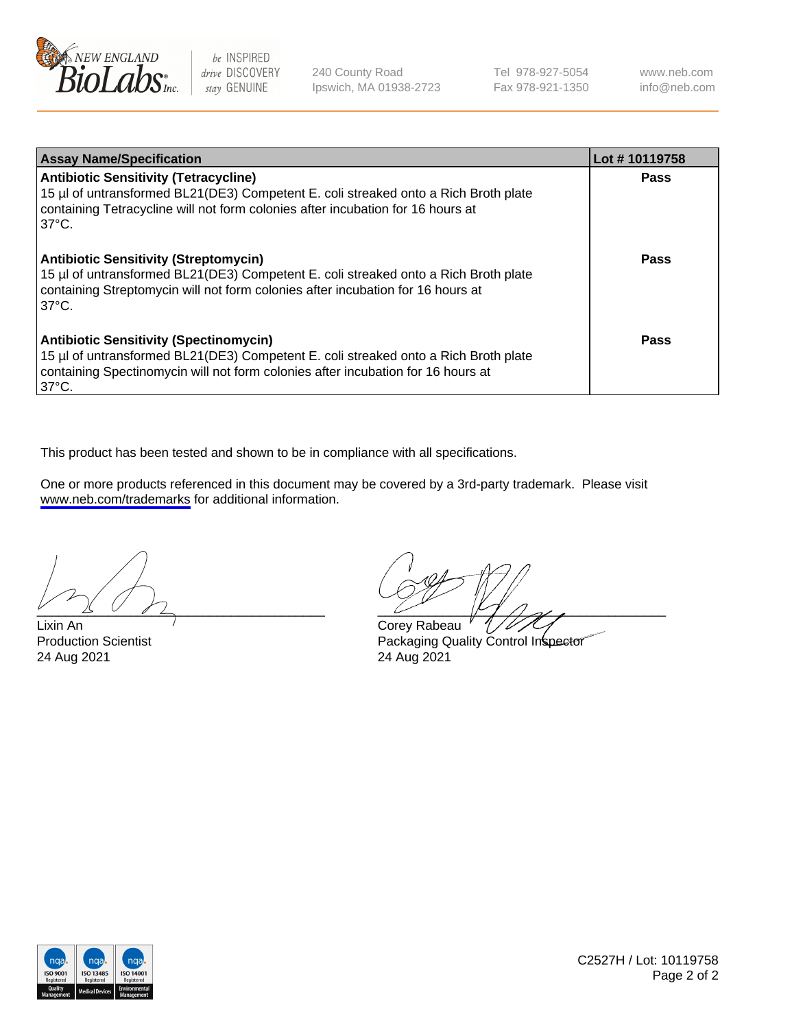| Assay Name/Specification | Lot # 10119758 |
|---|---|
| **Antibiotic Sensitivity (Tetracycline)**<br>15 µl of untransformed BL21(DE3) Competent E. coli streaked onto a Rich Broth plate containing Tetracycline will not form colonies after incubation for 16 hours at 37°C. | **Pass** |
| **Antibiotic Sensitivity (Streptomycin)**<br>15 µl of untransformed BL21(DE3) Competent E. coli streaked onto a Rich Broth plate containing Streptomycin will not form colonies after incubation for 16 hours at 37°C. | **Pass** |
| **Antibiotic Sensitivity (Spectinomycin)**<br>15 µl of untransformed BL21(DE3) Competent E. coli streaked onto a Rich Broth plate containing Spectinomycin will not form colonies after incubation for 16 hours at 37°C. | **Pass** |

This product has been tested and shown to be in compliance with all specifications.

One or more products referenced in this document may be covered by a 3rd-party trademark. Please visit www.neb.com/trademarks for additional information.

Lixin An
Production Scientist
24 Aug 2021

Corey Rabeau
Packaging Quality Control Inspector
24 Aug 2021

C2527H / Lot: 10119758